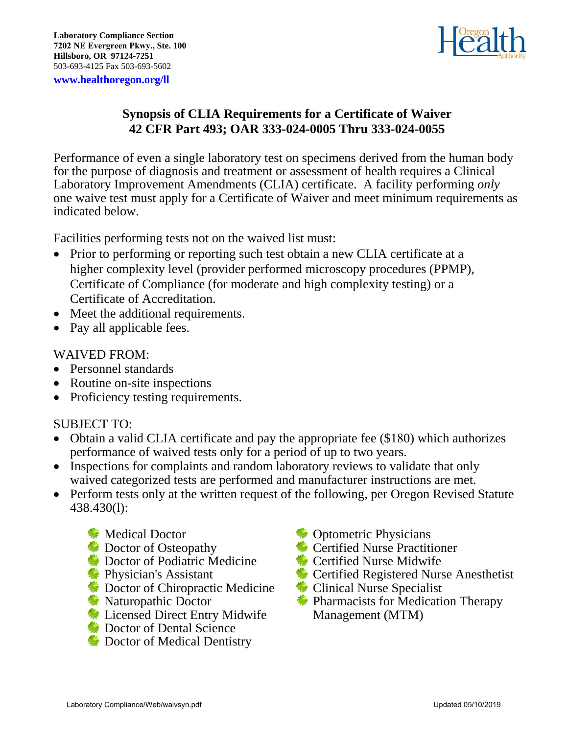**Laboratory Compliance Section**
**7202 NE Evergreen Pkwy., Ste. 100**
**Hillsboro, OR 97124-7251**
503-693-4125 Fax 503-693-5602
**www.healthoregon.org/ll**

Oregon Health Authority

# Synopsis of CLIA Requirements for a Certificate of Waiver
## 42 CFR Part 493; OAR 333-024-0005 Thru 333-024-0055

Performance of even a single laboratory test on specimens derived from the human body for the purpose of diagnosis and treatment or assessment of health requires a Clinical Laboratory Improvement Amendments (CLIA) certificate. A facility performing *only* one waive test must apply for a Certificate of Waiver and meet minimum requirements as indicated below.

Facilities performing tests <u>not</u> on the waived list must:

- Prior to performing or reporting such test obtain a new CLIA certificate at a higher complexity level (provider performed microscopy procedures (PPMP), Certificate of Compliance (for moderate and high complexity testing) or a Certificate of Accreditation.
- Meet the additional requirements.
- Pay all applicable fees.

WAIVED FROM:

- Personnel standards
- Routine on-site inspections
- Proficiency testing requirements.

SUBJECT TO:

- Obtain a valid CLIA certificate and pay the appropriate fee ($180) which authorizes performance of waived tests only for a period of up to two years.
- Inspections for complaints and random laboratory reviews to validate that only waived categorized tests are performed and manufacturer instructions are met.
- Perform tests only at the written request of the following, per Oregon Revised Statute 438.430(l):
  - Medical Doctor
  - Doctor of Osteopathy
  - Doctor of Podiatric Medicine
  - Physician's Assistant
  - Doctor of Chiropractic Medicine
  - Naturopathic Doctor
  - Licensed Direct Entry Midwife
  - Doctor of Dental Science
  - Doctor of Medical Dentistry
  - Optometric Physicians
  - Certified Nurse Practitioner
  - Certified Nurse Midwife
  - Certified Registered Nurse Anesthetist
  - Clinical Nurse Specialist
  - Pharmacists for Medication Therapy Management (MTM)

Laboratory Compliance/Web/waivsyn.pdf Updated 05/10/2019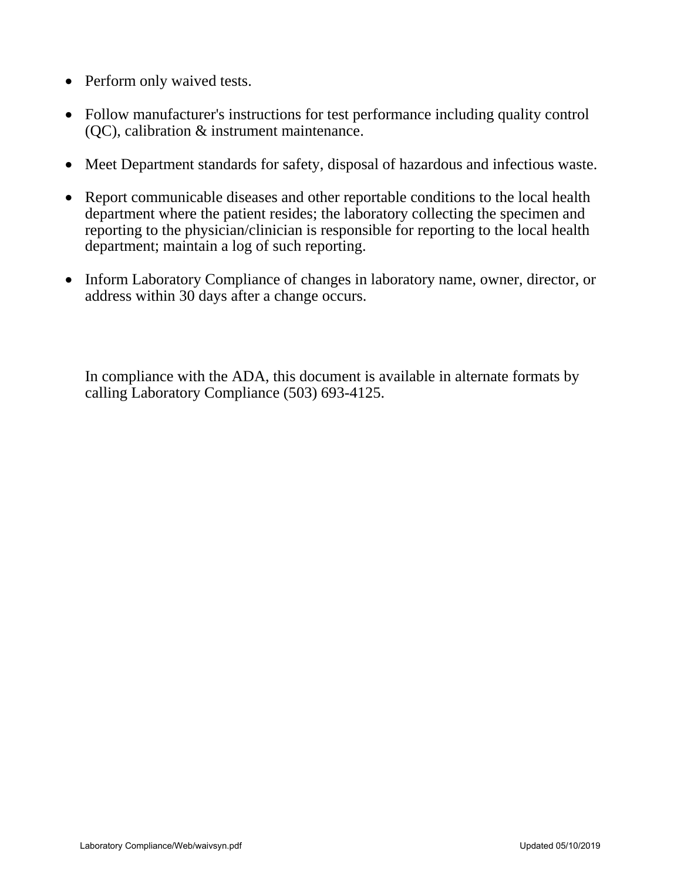- Perform only waived tests.
- Follow manufacturer's instructions for test performance including quality control (QC), calibration & instrument maintenance.
- Meet Department standards for safety, disposal of hazardous and infectious waste.
- Report communicable diseases and other reportable conditions to the local health department where the patient resides; the laboratory collecting the specimen and reporting to the physician/clinician is responsible for reporting to the local health department; maintain a log of such reporting.
- Inform Laboratory Compliance of changes in laboratory name, owner, director, or address within 30 days after a change occurs.

In compliance with the ADA, this document is available in alternate formats by calling Laboratory Compliance (503) 693-4125.